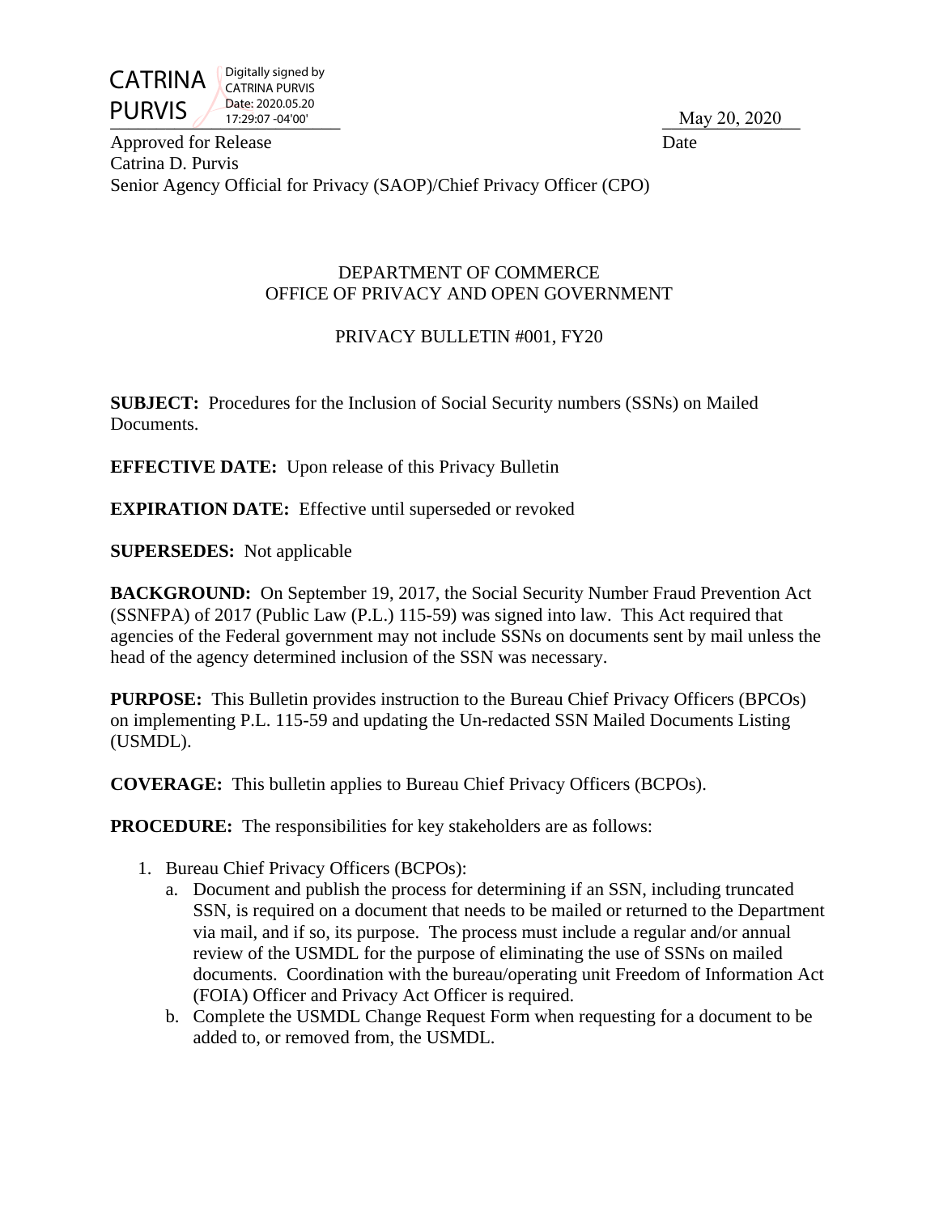CATRINA PURVIS — Digitally signed by CATRINA PURVIS Date: 2020.05.20 17:29:07 -04'00'

May 20, 2020

Approved for Release — Date

Catrina D. Purvis
Senior Agency Official for Privacy (SAOP)/Chief Privacy Officer (CPO)

DEPARTMENT OF COMMERCE
OFFICE OF PRIVACY AND OPEN GOVERNMENT

PRIVACY BULLETIN #001, FY20

**SUBJECT:** Procedures for the Inclusion of Social Security numbers (SSNs) on Mailed Documents.

**EFFECTIVE DATE:** Upon release of this Privacy Bulletin

**EXPIRATION DATE:** Effective until superseded or revoked

**SUPERSEDES:** Not applicable

**BACKGROUND:** On September 19, 2017, the Social Security Number Fraud Prevention Act (SSNFPA) of 2017 (Public Law (P.L.) 115-59) was signed into law. This Act required that agencies of the Federal government may not include SSNs on documents sent by mail unless the head of the agency determined inclusion of the SSN was necessary.

**PURPOSE:** This Bulletin provides instruction to the Bureau Chief Privacy Officers (BPCOs) on implementing P.L. 115-59 and updating the Un-redacted SSN Mailed Documents Listing (USMDL).

**COVERAGE:** This bulletin applies to Bureau Chief Privacy Officers (BCPOs).

**PROCEDURE:** The responsibilities for key stakeholders are as follows:

1. Bureau Chief Privacy Officers (BCPOs):
   a. Document and publish the process for determining if an SSN, including truncated SSN, is required on a document that needs to be mailed or returned to the Department via mail, and if so, its purpose. The process must include a regular and/or annual review of the USMDL for the purpose of eliminating the use of SSNs on mailed documents. Coordination with the bureau/operating unit Freedom of Information Act (FOIA) Officer and Privacy Act Officer is required.
   b. Complete the USMDL Change Request Form when requesting for a document to be added to, or removed from, the USMDL.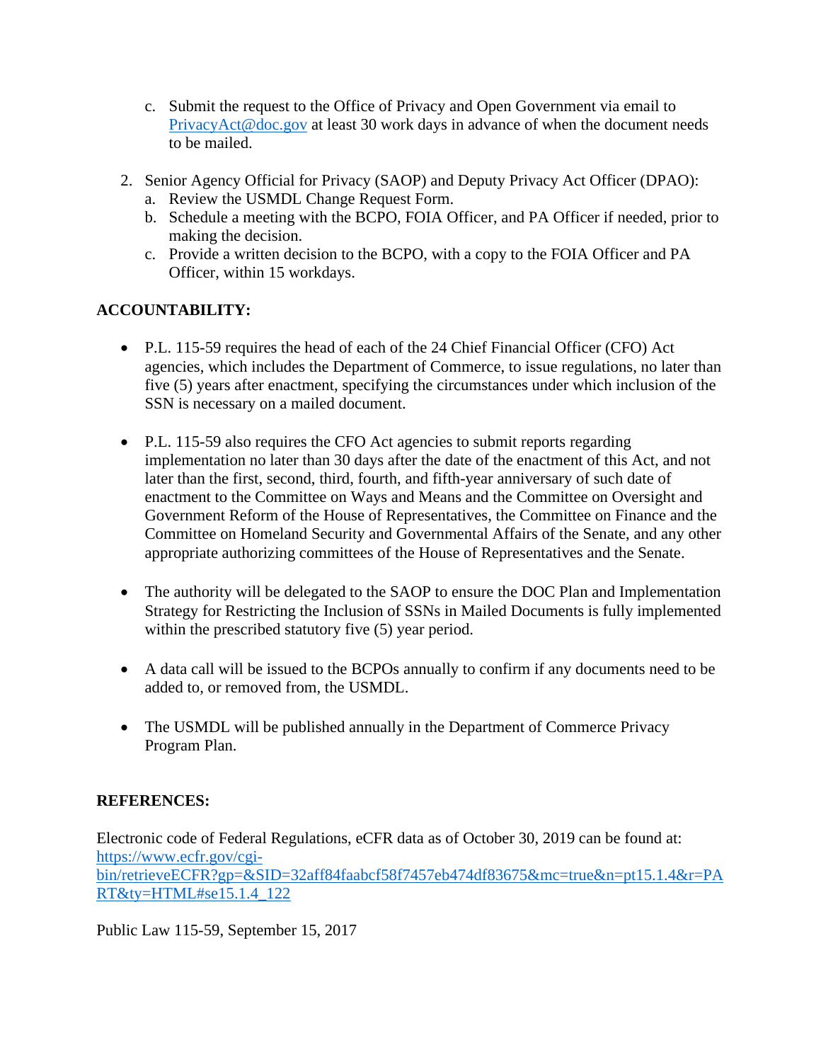c. Submit the request to the Office of Privacy and Open Government via email to [PrivacyAct@doc.gov](mailto:PrivacyAct@doc.gov) at least 30 work days in advance of when the document needs to be mailed.

2. Senior Agency Official for Privacy (SAOP) and Deputy Privacy Act Officer (DPAO):
    a. Review the USMDL Change Request Form.
    b. Schedule a meeting with the BCPO, FOIA Officer, and PA Officer if needed, prior to making the decision.
    c. Provide a written decision to the BCPO, with a copy to the FOIA Officer and PA Officer, within 15 workdays.

**ACCOUNTABILITY:**

- P.L. 115-59 requires the head of each of the 24 Chief Financial Officer (CFO) Act agencies, which includes the Department of Commerce, to issue regulations, no later than five (5) years after enactment, specifying the circumstances under which inclusion of the SSN is necessary on a mailed document.

- P.L. 115-59 also requires the CFO Act agencies to submit reports regarding implementation no later than 30 days after the date of the enactment of this Act, and not later than the first, second, third, fourth, and fifth-year anniversary of such date of enactment to the Committee on Ways and Means and the Committee on Oversight and Government Reform of the House of Representatives, the Committee on Finance and the Committee on Homeland Security and Governmental Affairs of the Senate, and any other appropriate authorizing committees of the House of Representatives and the Senate.

- The authority will be delegated to the SAOP to ensure the DOC Plan and Implementation Strategy for Restricting the Inclusion of SSNs in Mailed Documents is fully implemented within the prescribed statutory five (5) year period.

- A data call will be issued to the BCPOs annually to confirm if any documents need to be added to, or removed from, the USMDL.

- The USMDL will be published annually in the Department of Commerce Privacy Program Plan.

**REFERENCES:**

Electronic code of Federal Regulations, eCFR data as of October 30, 2019 can be found at: [https://www.ecfr.gov/cgi-bin/retrieveECFR?gp=&SID=32aff84faabcf58f7457eb474df83675&mc=true&n=pt15.1.4&r=PART&ty=HTML#se15.1.4_122](https://www.ecfr.gov/cgi-bin/retrieveECFR?gp=&SID=32aff84faabcf58f7457eb474df83675&mc=true&n=pt15.1.4&r=PART&ty=HTML#se15.1.4_122)

Public Law 115-59, September 15, 2017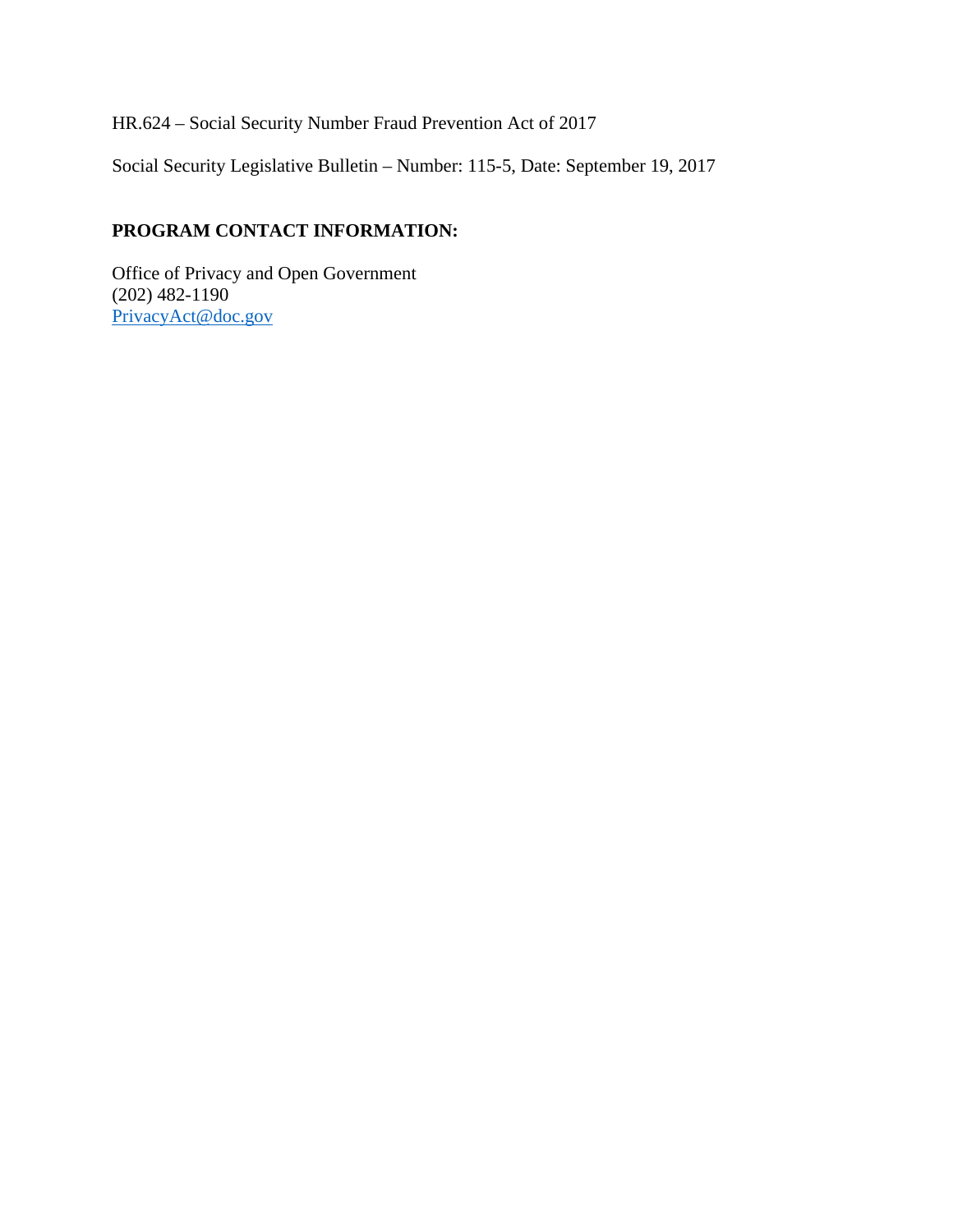HR.624 – Social Security Number Fraud Prevention Act of 2017

Social Security Legislative Bulletin – Number: 115-5, Date: September 19, 2017

**PROGRAM CONTACT INFORMATION:**

Office of Privacy and Open Government
(202) 482-1190
PrivacyAct@doc.gov